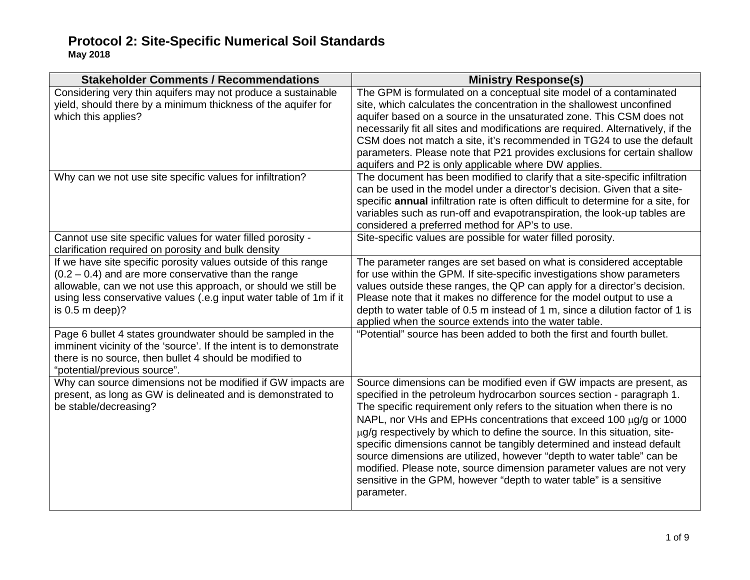# Protocol 2: Site-Specific Numerical Soil Standards

**May 2018**

| Stakeholder Comments / Recommendations | Ministry Response(s) |
| --- | --- |
| Considering very thin aquifers may not produce a sustainable yield, should there by a minimum thickness of the aquifer for which this applies? | The GPM is formulated on a conceptual site model of a contaminated site, which calculates the concentration in the shallowest unconfined aquifer based on a source in the unsaturated zone. This CSM does not necessarily fit all sites and modifications are required. Alternatively, if the CSM does not match a site, it's recommended in TG24 to use the default parameters. Please note that P21 provides exclusions for certain shallow aquifers and P2 is only applicable where DW applies. |
| Why can we not use site specific values for infiltration? | The document has been modified to clarify that a site-specific infiltration can be used in the model under a director's decision. Given that a site-specific **annual** infiltration rate is often difficult to determine for a site, for variables such as run-off and evapotranspiration, the look-up tables are considered a preferred method for AP's to use. |
| Cannot use site specific values for water filled porosity - clarification required on porosity and bulk density | Site-specific values are possible for water filled porosity. |
| If we have site specific porosity values outside of this range (0.2 – 0.4) and are more conservative than the range allowable, can we not use this approach, or should we still be using less conservative values (.e.g input water table of 1m if it is 0.5 m deep)? | The parameter ranges are set based on what is considered acceptable for use within the GPM. If site-specific investigations show parameters values outside these ranges, the QP can apply for a director's decision. Please note that it makes no difference for the model output to use a depth to water table of 0.5 m instead of 1 m, since a dilution factor of 1 is applied when the source extends into the water table. |
| Page 6 bullet 4 states groundwater should be sampled in the imminent vicinity of the 'source'. If the intent is to demonstrate there is no source, then bullet 4 should be modified to "potential/previous source". | "Potential" source has been added to both the first and fourth bullet. |
| Why can source dimensions not be modified if GW impacts are present, as long as GW is delineated and is demonstrated to be stable/decreasing? | Source dimensions can be modified even if GW impacts are present, as specified in the petroleum hydrocarbon sources section - paragraph 1. The specific requirement only refers to the situation when there is no NAPL, nor VHs and EPHs concentrations that exceed 100 μg/g or 1000 μg/g respectively by which to define the source. In this situation, site-specific dimensions cannot be tangibly determined and instead default source dimensions are utilized, however "depth to water table" can be modified. Please note, source dimension parameter values are not very sensitive in the GPM, however "depth to water table" is a sensitive parameter. |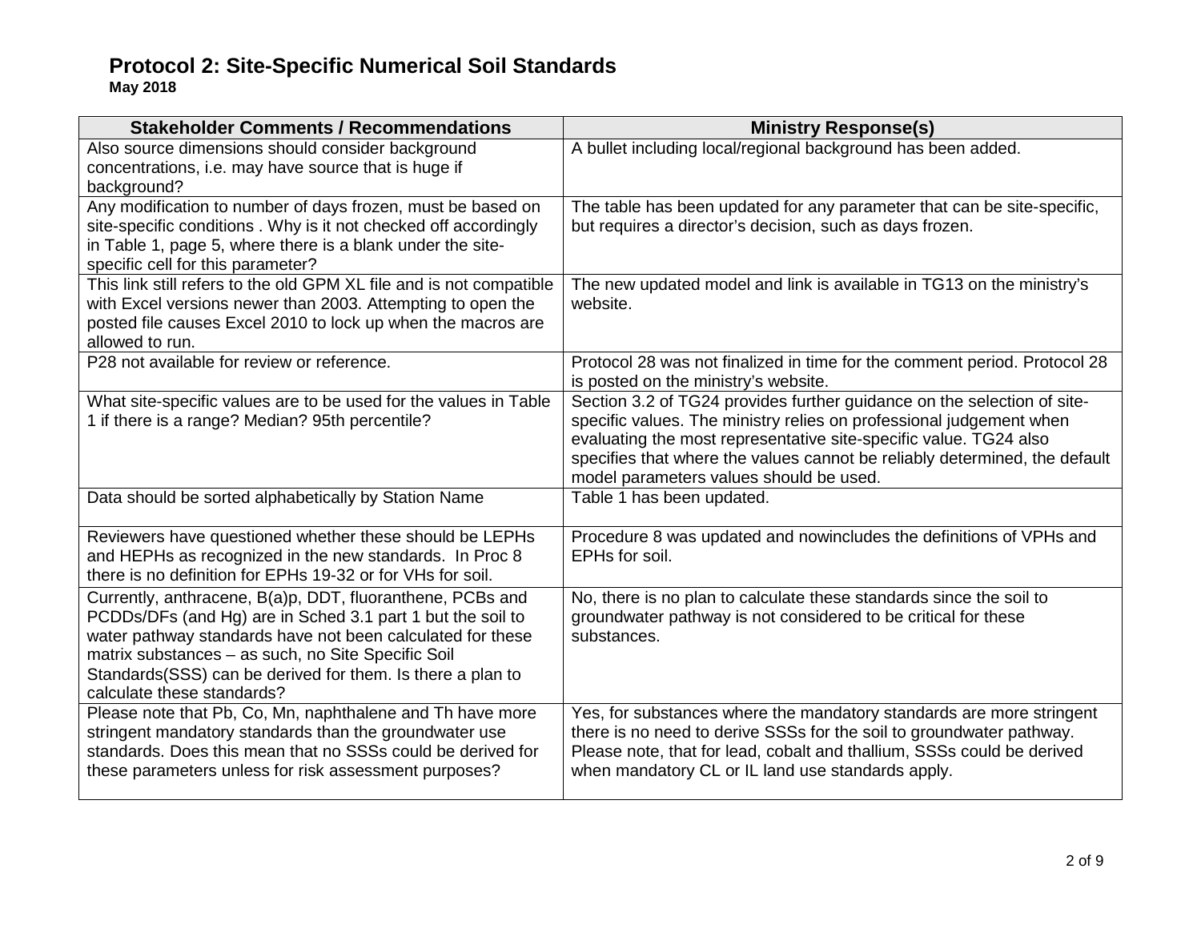# Protocol 2: Site-Specific Numerical Soil Standards

**May 2018**

| Stakeholder Comments / Recommendations | Ministry Response(s) |
|---|---|
| Also source dimensions should consider background concentrations, i.e. may have source that is huge if background? | A bullet including local/regional background has been added. |
| Any modification to number of days frozen, must be based on site-specific conditions . Why is it not checked off accordingly in Table 1, page 5, where there is a blank under the site-specific cell for this parameter? | The table has been updated for any parameter that can be site-specific, but requires a director's decision, such as days frozen. |
| This link still refers to the old GPM XL file and is not compatible with Excel versions newer than 2003. Attempting to open the posted file causes Excel 2010 to lock up when the macros are allowed to run. | The new updated model and link is available in TG13 on the ministry's website. |
| P28 not available for review or reference. | Protocol 28 was not finalized in time for the comment period. Protocol 28 is posted on the ministry's website. |
| What site-specific values are to be used for the values in Table 1 if there is a range? Median? 95th percentile? | Section 3.2 of TG24 provides further guidance on the selection of site-specific values. The ministry relies on professional judgement when evaluating the most representative site-specific value. TG24 also specifies that where the values cannot be reliably determined, the default model parameters values should be used. |
| Data should be sorted alphabetically by Station Name | Table 1 has been updated. |
| Reviewers have questioned whether these should be LEPHs and HEPHs as recognized in the new standards. In Proc 8 there is no definition for EPHs 19-32 or for VHs for soil. | Procedure 8 was updated and nowincludes the definitions of VPHs and EPHs for soil. |
| Currently, anthracene, B(a)p, DDT, fluoranthene, PCBs and PCDDs/DFs (and Hg) are in Sched 3.1 part 1 but the soil to water pathway standards have not been calculated for these matrix substances – as such, no Site Specific Soil Standards(SSS) can be derived for them. Is there a plan to calculate these standards? | No, there is no plan to calculate these standards since the soil to groundwater pathway is not considered to be critical for these substances. |
| Please note that Pb, Co, Mn, naphthalene and Th have more stringent mandatory standards than the groundwater use standards. Does this mean that no SSSs could be derived for these parameters unless for risk assessment purposes? | Yes, for substances where the mandatory standards are more stringent there is no need to derive SSSs for the soil to groundwater pathway. Please note, that for lead, cobalt and thallium, SSSs could be derived when mandatory CL or IL land use standards apply. |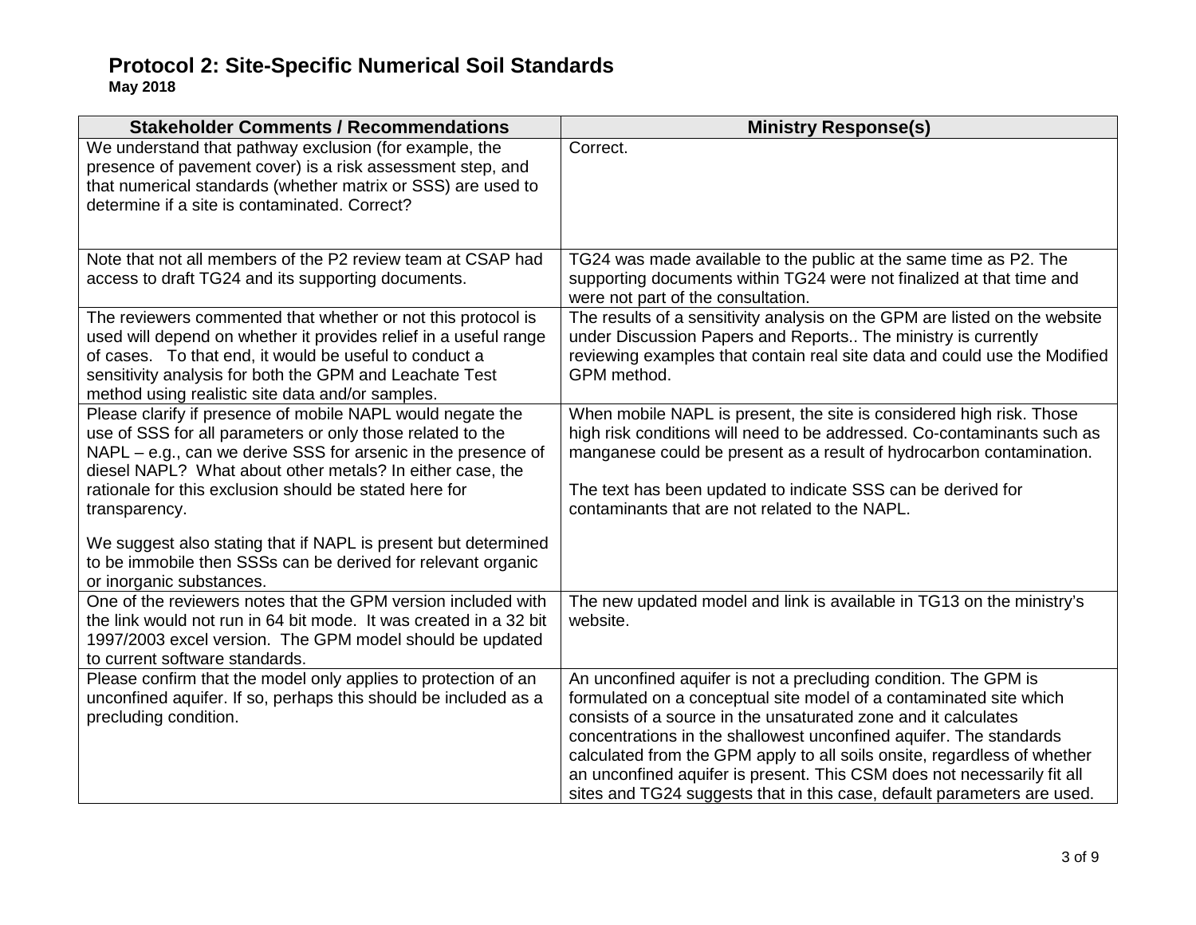# Protocol 2: Site-Specific Numerical Soil Standards

**May 2018**

| Stakeholder Comments / Recommendations | Ministry Response(s) |
|---|---|
| We understand that pathway exclusion (for example, the presence of pavement cover) is a risk assessment step, and that numerical standards (whether matrix or SSS) are used to determine if a site is contaminated. Correct? | Correct. |
| Note that not all members of the P2 review team at CSAP had access to draft TG24 and its supporting documents. | TG24 was made available to the public at the same time as P2. The supporting documents within TG24 were not finalized at that time and were not part of the consultation. |
| The reviewers commented that whether or not this protocol is used will depend on whether it provides relief in a useful range of cases. To that end, it would be useful to conduct a sensitivity analysis for both the GPM and Leachate Test method using realistic site data and/or samples. | The results of a sensitivity analysis on the GPM are listed on the website under Discussion Papers and Reports.. The ministry is currently reviewing examples that contain real site data and could use the Modified GPM method. |
| Please clarify if presence of mobile NAPL would negate the use of SSS for all parameters or only those related to the NAPL – e.g., can we derive SSS for arsenic in the presence of diesel NAPL? What about other metals? In either case, the rationale for this exclusion should be stated here for transparency.<br><br>We suggest also stating that if NAPL is present but determined to be immobile then SSSs can be derived for relevant organic or inorganic substances. | When mobile NAPL is present, the site is considered high risk. Those high risk conditions will need to be addressed. Co-contaminants such as manganese could be present as a result of hydrocarbon contamination.<br><br>The text has been updated to indicate SSS can be derived for contaminants that are not related to the NAPL. |
| One of the reviewers notes that the GPM version included with the link would not run in 64 bit mode. It was created in a 32 bit 1997/2003 excel version. The GPM model should be updated to current software standards. | The new updated model and link is available in TG13 on the ministry's website. |
| Please confirm that the model only applies to protection of an unconfined aquifer. If so, perhaps this should be included as a precluding condition. | An unconfined aquifer is not a precluding condition. The GPM is formulated on a conceptual site model of a contaminated site which consists of a source in the unsaturated zone and it calculates concentrations in the shallowest unconfined aquifer. The standards calculated from the GPM apply to all soils onsite, regardless of whether an unconfined aquifer is present. This CSM does not necessarily fit all sites and TG24 suggests that in this case, default parameters are used. |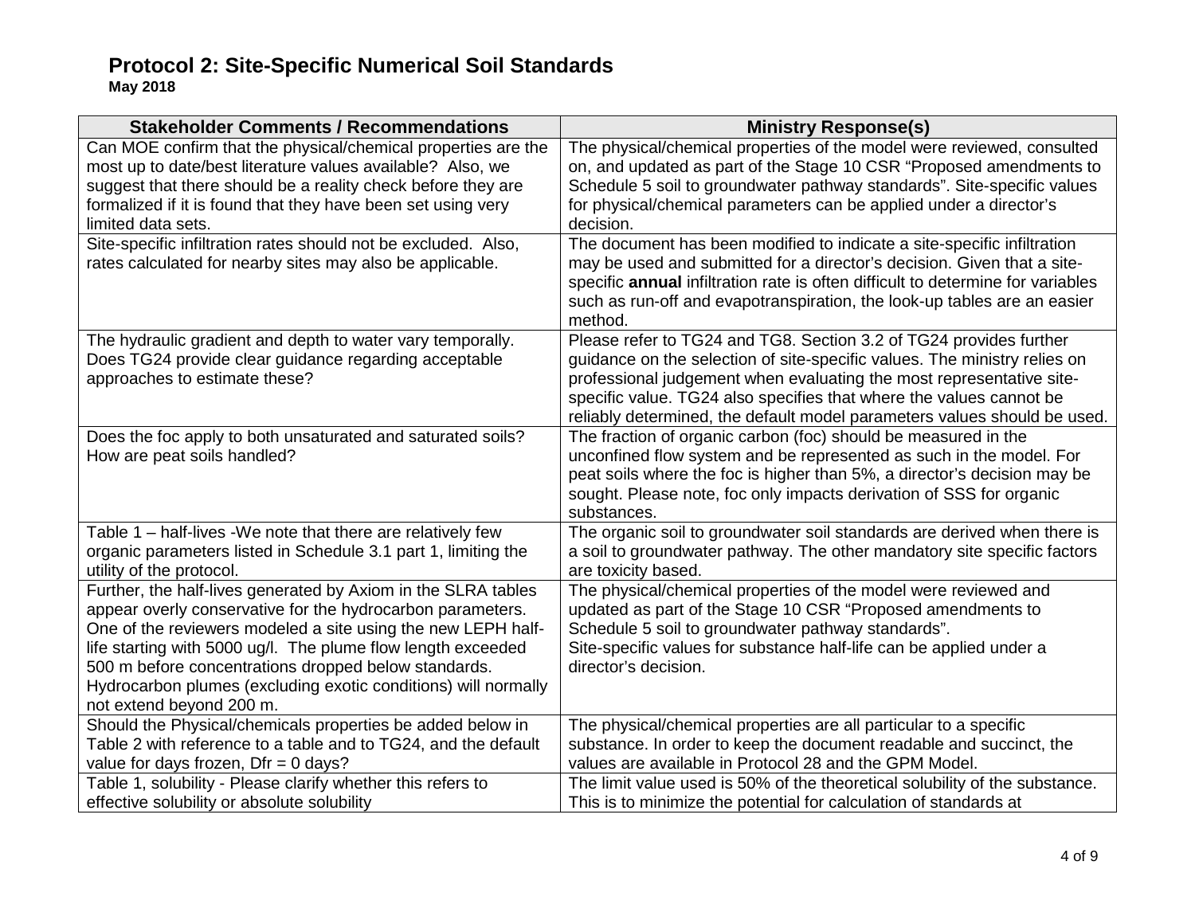# Protocol 2: Site-Specific Numerical Soil Standards

**May 2018**

| Stakeholder Comments / Recommendations | Ministry Response(s) |
|---|---|
| Can MOE confirm that the physical/chemical properties are the most up to date/best literature values available? Also, we suggest that there should be a reality check before they are formalized if it is found that they have been set using very limited data sets. | The physical/chemical properties of the model were reviewed, consulted on, and updated as part of the Stage 10 CSR "Proposed amendments to Schedule 5 soil to groundwater pathway standards". Site-specific values for physical/chemical parameters can be applied under a director's decision. |
| Site-specific infiltration rates should not be excluded. Also, rates calculated for nearby sites may also be applicable. | The document has been modified to indicate a site-specific infiltration may be used and submitted for a director's decision. Given that a site-specific **annual** infiltration rate is often difficult to determine for variables such as run-off and evapotranspiration, the look-up tables are an easier method. |
| The hydraulic gradient and depth to water vary temporally. Does TG24 provide clear guidance regarding acceptable approaches to estimate these? | Please refer to TG24 and TG8. Section 3.2 of TG24 provides further guidance on the selection of site-specific values. The ministry relies on professional judgement when evaluating the most representative site-specific value. TG24 also specifies that where the values cannot be reliably determined, the default model parameters values should be used. |
| Does the foc apply to both unsaturated and saturated soils? How are peat soils handled? | The fraction of organic carbon (foc) should be measured in the unconfined flow system and be represented as such in the model. For peat soils where the foc is higher than 5%, a director's decision may be sought. Please note, foc only impacts derivation of SSS for organic substances. |
| Table 1 – half-lives -We note that there are relatively few organic parameters listed in Schedule 3.1 part 1, limiting the utility of the protocol. | The organic soil to groundwater soil standards are derived when there is a soil to groundwater pathway. The other mandatory site specific factors are toxicity based. |
| Further, the half-lives generated by Axiom in the SLRA tables appear overly conservative for the hydrocarbon parameters. One of the reviewers modeled a site using the new LEPH half-life starting with 5000 ug/l. The plume flow length exceeded 500 m before concentrations dropped below standards. Hydrocarbon plumes (excluding exotic conditions) will normally not extend beyond 200 m. | The physical/chemical properties of the model were reviewed and updated as part of the Stage 10 CSR "Proposed amendments to Schedule 5 soil to groundwater pathway standards". Site-specific values for substance half-life can be applied under a director's decision. |
| Should the Physical/chemicals properties be added below in Table 2 with reference to a table and to TG24, and the default value for days frozen, Dfr = 0 days? | The physical/chemical properties are all particular to a specific substance. In order to keep the document readable and succinct, the values are available in Protocol 28 and the GPM Model. |
| Table 1, solubility - Please clarify whether this refers to effective solubility or absolute solubility | The limit value used is 50% of the theoretical solubility of the substance. This is to minimize the potential for calculation of standards at |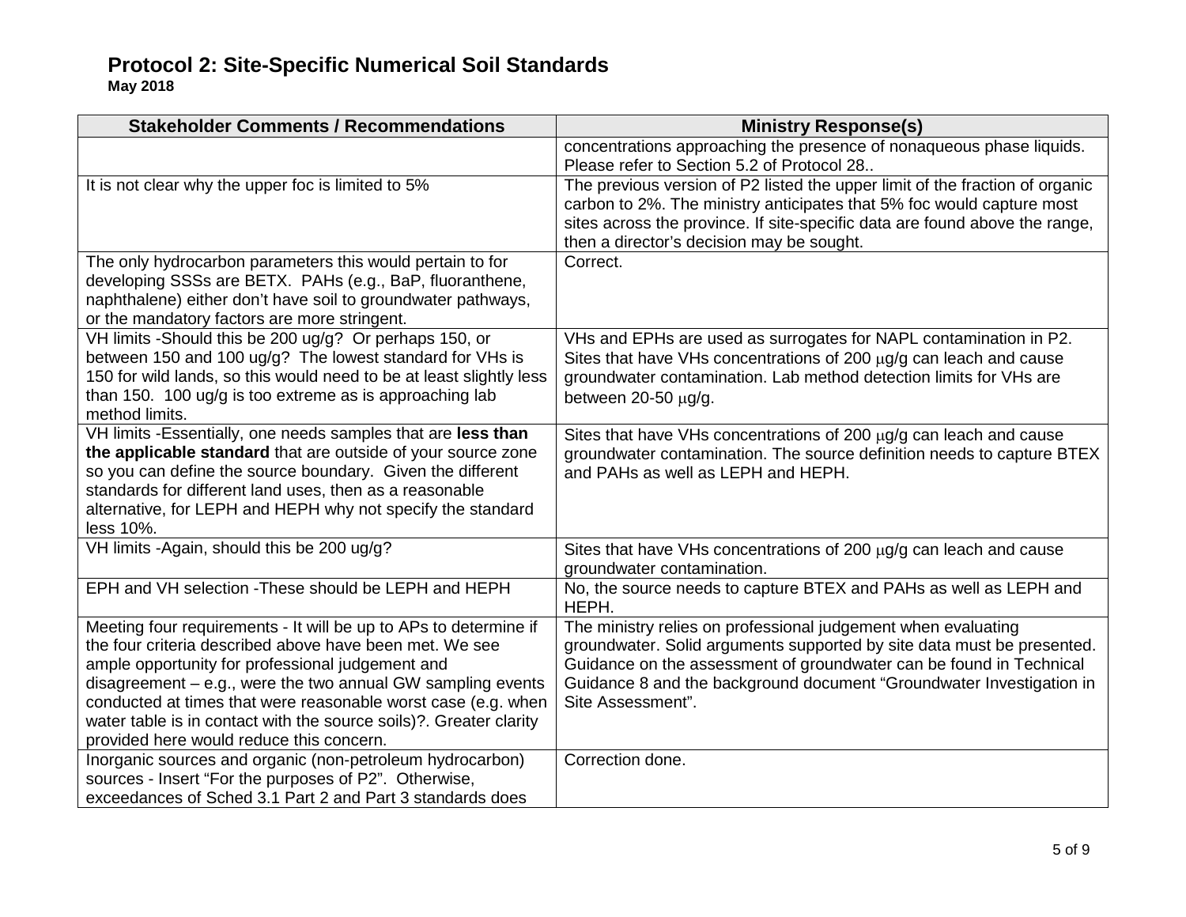# Protocol 2: Site-Specific Numerical Soil Standards

**May 2018**

| Stakeholder Comments / Recommendations | Ministry Response(s) |
|---|---|
| | concentrations approaching the presence of nonaqueous phase liquids. Please refer to Section 5.2 of Protocol 28.. |
| It is not clear why the upper foc is limited to 5% | The previous version of P2 listed the upper limit of the fraction of organic carbon to 2%. The ministry anticipates that 5% foc would capture most sites across the province. If site-specific data are found above the range, then a director's decision may be sought. |
| The only hydrocarbon parameters this would pertain to for developing SSSs are BETX. PAHs (e.g., BaP, fluoranthene, naphthalene) either don't have soil to groundwater pathways, or the mandatory factors are more stringent. | Correct. |
| VH limits -Should this be 200 ug/g? Or perhaps 150, or between 150 and 100 ug/g? The lowest standard for VHs is 150 for wild lands, so this would need to be at least slightly less than 150. 100 ug/g is too extreme as is approaching lab method limits. | VHs and EPHs are used as surrogates for NAPL contamination in P2. Sites that have VHs concentrations of 200 μg/g can leach and cause groundwater contamination. Lab method detection limits for VHs are between 20-50 μg/g. |
| VH limits -Essentially, one needs samples that are **less than the applicable standard** that are outside of your source zone so you can define the source boundary. Given the different standards for different land uses, then as a reasonable alternative, for LEPH and HEPH why not specify the standard less 10%. | Sites that have VHs concentrations of 200 μg/g can leach and cause groundwater contamination. The source definition needs to capture BTEX and PAHs as well as LEPH and HEPH. |
| VH limits -Again, should this be 200 ug/g? | Sites that have VHs concentrations of 200 μg/g can leach and cause groundwater contamination. |
| EPH and VH selection -These should be LEPH and HEPH | No, the source needs to capture BTEX and PAHs as well as LEPH and HEPH. |
| Meeting four requirements - It will be up to APs to determine if the four criteria described above have been met. We see ample opportunity for professional judgement and disagreement – e.g., were the two annual GW sampling events conducted at times that were reasonable worst case (e.g. when water table is in contact with the source soils)?. Greater clarity provided here would reduce this concern. | The ministry relies on professional judgement when evaluating groundwater. Solid arguments supported by site data must be presented. Guidance on the assessment of groundwater can be found in Technical Guidance 8 and the background document "Groundwater Investigation in Site Assessment". |
| Inorganic sources and organic (non-petroleum hydrocarbon) sources - Insert "For the purposes of P2". Otherwise, exceedances of Sched 3.1 Part 2 and Part 3 standards does | Correction done. |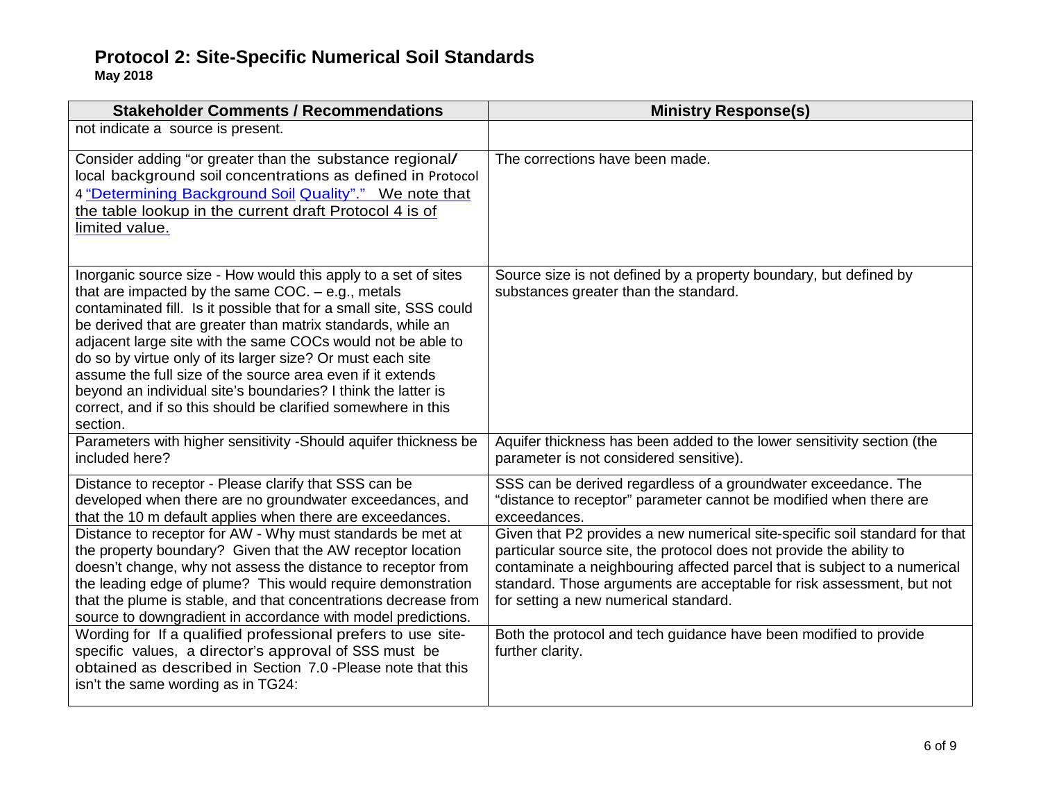# Protocol 2: Site-Specific Numerical Soil Standards

**May 2018**

| Stakeholder Comments / Recommendations | Ministry Response(s) |
|---|---|
| not indicate a source is present. | |
| Consider adding "or greater than the substance regional/ local background soil concentrations as defined in Protocol 4 "Determining Background Soil Quality"." We note that the table lookup in the current draft Protocol 4 is of limited value. | The corrections have been made. |
| Inorganic source size - How would this apply to a set of sites that are impacted by the same COC. – e.g., metals contaminated fill. Is it possible that for a small site, SSS could be derived that are greater than matrix standards, while an adjacent large site with the same COCs would not be able to do so by virtue only of its larger size? Or must each site assume the full size of the source area even if it extends beyond an individual site's boundaries? I think the latter is correct, and if so this should be clarified somewhere in this section. | Source size is not defined by a property boundary, but defined by substances greater than the standard. |
| Parameters with higher sensitivity -Should aquifer thickness be included here? | Aquifer thickness has been added to the lower sensitivity section (the parameter is not considered sensitive). |
| Distance to receptor - Please clarify that SSS can be developed when there are no groundwater exceedances, and that the 10 m default applies when there are exceedances. | SSS can be derived regardless of a groundwater exceedance. The "distance to receptor" parameter cannot be modified when there are exceedances. |
| Distance to receptor for AW - Why must standards be met at the property boundary? Given that the AW receptor location doesn't change, why not assess the distance to receptor from the leading edge of plume? This would require demonstration that the plume is stable, and that concentrations decrease from source to downgradient in accordance with model predictions. | Given that P2 provides a new numerical site-specific soil standard for that particular source site, the protocol does not provide the ability to contaminate a neighbouring affected parcel that is subject to a numerical standard. Those arguments are acceptable for risk assessment, but not for setting a new numerical standard. |
| Wording for If a qualified professional prefers to use site-specific values, a director's approval of SSS must be obtained as described in Section 7.0 -Please note that this isn't the same wording as in TG24: | Both the protocol and tech guidance have been modified to provide further clarity. |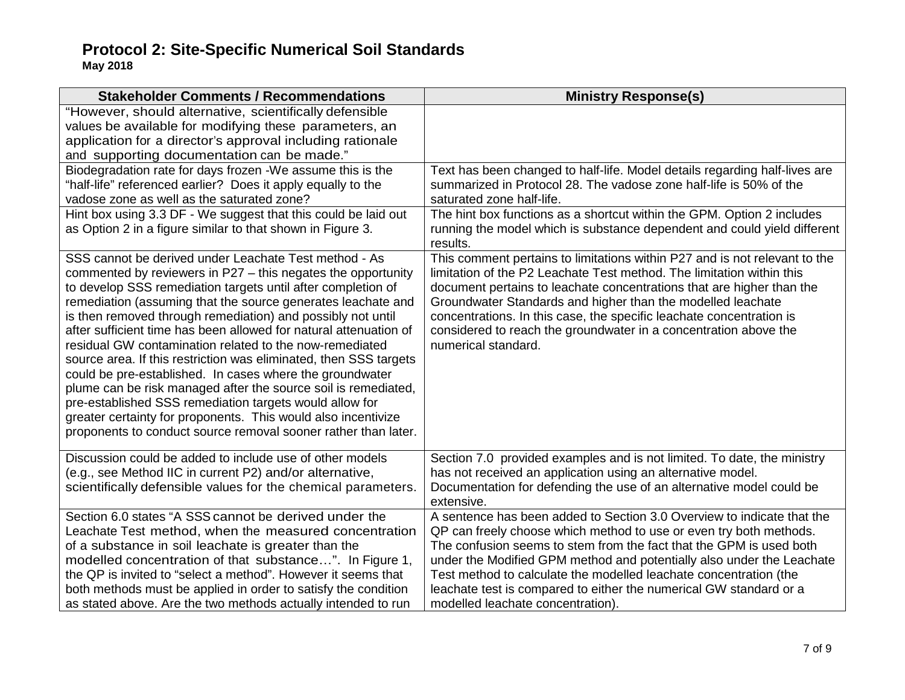# Protocol 2: Site-Specific Numerical Soil Standards

**May 2018**

| Stakeholder Comments / Recommendations | Ministry Response(s) |
|---|---|
| "However, should alternative, scientifically defensible values be available for modifying these parameters, an application for a director's approval including rationale and supporting documentation can be made." | |
| Biodegradation rate for days frozen -We assume this is the "half-life" referenced earlier? Does it apply equally to the vadose zone as well as the saturated zone? | Text has been changed to half-life. Model details regarding half-lives are summarized in Protocol 28. The vadose zone half-life is 50% of the saturated zone half-life. |
| Hint box using 3.3 DF - We suggest that this could be laid out as Option 2 in a figure similar to that shown in Figure 3. | The hint box functions as a shortcut within the GPM. Option 2 includes running the model which is substance dependent and could yield different results. |
| SSS cannot be derived under Leachate Test method - As commented by reviewers in P27 – this negates the opportunity to develop SSS remediation targets until after completion of remediation (assuming that the source generates leachate and is then removed through remediation) and possibly not until after sufficient time has been allowed for natural attenuation of residual GW contamination related to the now-remediated source area. If this restriction was eliminated, then SSS targets could be pre-established. In cases where the groundwater plume can be risk managed after the source soil is remediated, pre-established SSS remediation targets would allow for greater certainty for proponents. This would also incentivize proponents to conduct source removal sooner rather than later. | This comment pertains to limitations within P27 and is not relevant to the limitation of the P2 Leachate Test method. The limitation within this document pertains to leachate concentrations that are higher than the Groundwater Standards and higher than the modelled leachate concentrations. In this case, the specific leachate concentration is considered to reach the groundwater in a concentration above the numerical standard. |
| Discussion could be added to include use of other models (e.g., see Method IIC in current P2) and/or alternative, scientifically defensible values for the chemical parameters. | Section 7.0 provided examples and is not limited. To date, the ministry has not received an application using an alternative model. Documentation for defending the use of an alternative model could be extensive. |
| Section 6.0 states "A SSS cannot be derived under the Leachate Test method, when the measured concentration of a substance in soil leachate is greater than the modelled concentration of that substance…". In Figure 1, the QP is invited to "select a method". However it seems that both methods must be applied in order to satisfy the condition as stated above. Are the two methods actually intended to run | A sentence has been added to Section 3.0 Overview to indicate that the QP can freely choose which method to use or even try both methods. The confusion seems to stem from the fact that the GPM is used both under the Modified GPM method and potentially also under the Leachate Test method to calculate the modelled leachate concentration (the leachate test is compared to either the numerical GW standard or a modelled leachate concentration). |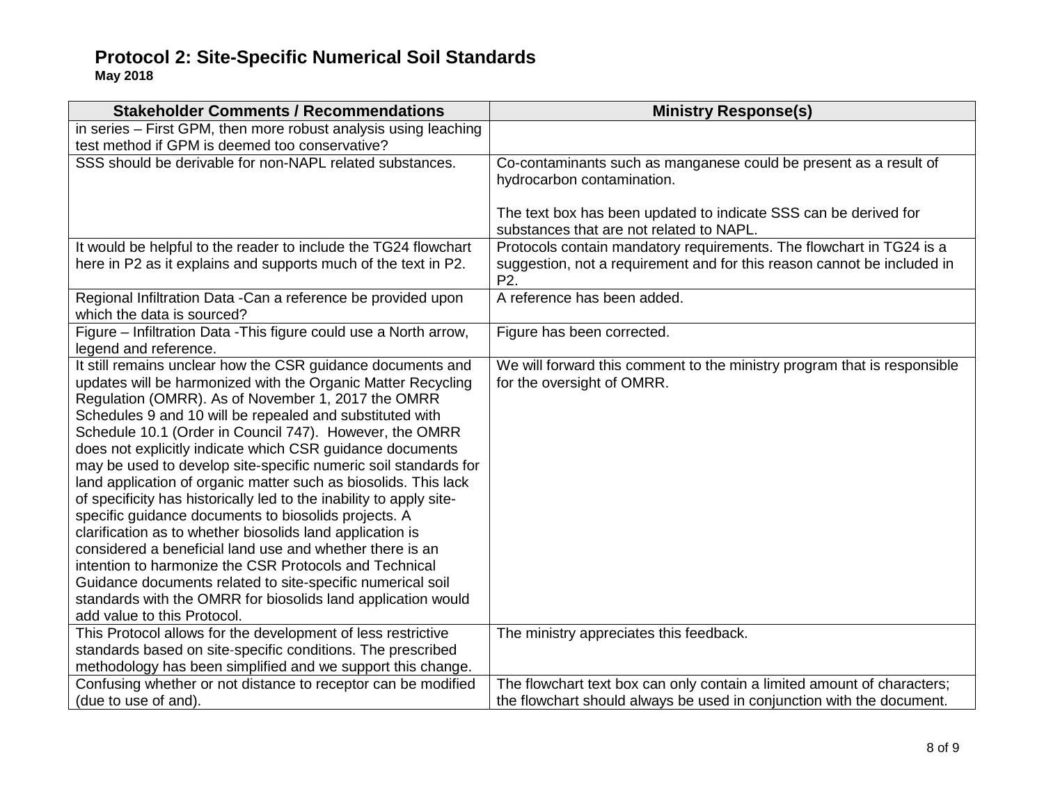# Protocol 2: Site-Specific Numerical Soil Standards

**May 2018**

| Stakeholder Comments / Recommendations | Ministry Response(s) |
| --- | --- |
| in series – First GPM, then more robust analysis using leaching test method if GPM is deemed too conservative? | |
| SSS should be derivable for non-NAPL related substances. | Co-contaminants such as manganese could be present as a result of hydrocarbon contamination.<br><br>The text box has been updated to indicate SSS can be derived for substances that are not related to NAPL. |
| It would be helpful to the reader to include the TG24 flowchart here in P2 as it explains and supports much of the text in P2. | Protocols contain mandatory requirements. The flowchart in TG24 is a suggestion, not a requirement and for this reason cannot be included in P2. |
| Regional Infiltration Data -Can a reference be provided upon which the data is sourced? | A reference has been added. |
| Figure – Infiltration Data -This figure could use a North arrow, legend and reference. | Figure has been corrected. |
| It still remains unclear how the CSR guidance documents and updates will be harmonized with the Organic Matter Recycling Regulation (OMRR). As of November 1, 2017 the OMRR Schedules 9 and 10 will be repealed and substituted with Schedule 10.1 (Order in Council 747). However, the OMRR does not explicitly indicate which CSR guidance documents may be used to develop site-specific numeric soil standards for land application of organic matter such as biosolids. This lack of specificity has historically led to the inability to apply site-specific guidance documents to biosolids projects. A clarification as to whether biosolids land application is considered a beneficial land use and whether there is an intention to harmonize the CSR Protocols and Technical Guidance documents related to site-specific numerical soil standards with the OMRR for biosolids land application would add value to this Protocol. | We will forward this comment to the ministry program that is responsible for the oversight of OMRR. |
| This Protocol allows for the development of less restrictive standards based on site-specific conditions. The prescribed methodology has been simplified and we support this change. | The ministry appreciates this feedback. |
| Confusing whether or not distance to receptor can be modified (due to use of and). | The flowchart text box can only contain a limited amount of characters; the flowchart should always be used in conjunction with the document. |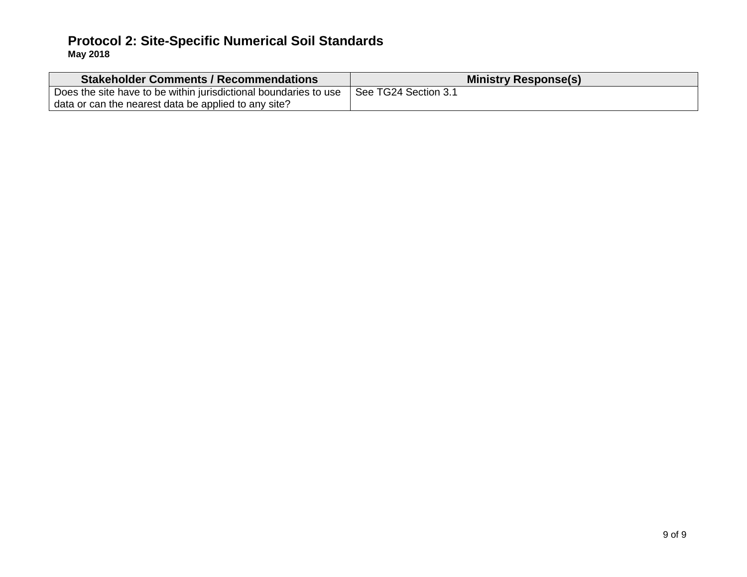| Stakeholder Comments / Recommendations | Ministry Response(s) |
|---|---|
| Does the site have to be within jurisdictional boundaries to use data or can the nearest data be applied to any site? | See TG24 Section 3.1 |